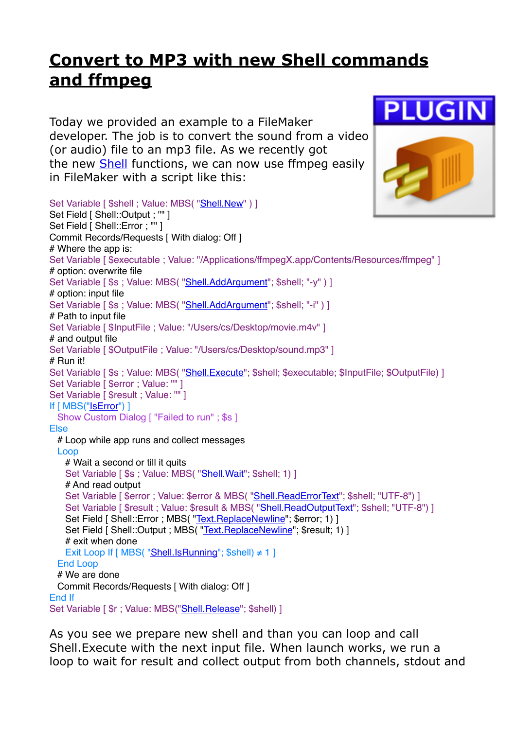# Convert to MP3 with new Shell commands and ffmpeg

Today we provided an example to a FileMaker developer. The job is to convert the sound from a video (or audio) file to an mp3 file. As we recently got the new [Shell](#) functions, we can now use ffmpeg easily in FileMaker with a script like this:

```
Set Variable [ $shell ; Value: MBS( "Shell.New" ) ]
Set Field [ Shell::Output ; "" ]
Set Field [ Shell::Error ; "" ]
Commit Records/Requests [ With dialog: Off ]
# Where the app is:
Set Variable [ $executable ; Value: "/Applications/ffmpegX.app/Contents/Resources/ffmpeg" ]
# option: overwrite file
Set Variable [ $s ; Value: MBS( "Shell.AddArgument"; $shell; "-y" ) ]
# option: input file
Set Variable [ $s ; Value: MBS( "Shell.AddArgument"; $shell; "-i" ) ]
# Path to input file
Set Variable [ $InputFile ; Value: "/Users/cs/Desktop/movie.m4v" ]
# and output file
Set Variable [ $OutputFile ; Value: "/Users/cs/Desktop/sound.mp3" ]
# Run it!
Set Variable [ $s ; Value: MBS( "Shell.Execute"; $shell; $executable; $InputFile; $OutputFile) ]
Set Variable [ $error ; Value: "" ]
Set Variable [ $result ; Value: "" ]
If [ MBS("IsError") ]
  Show Custom Dialog [ "Failed to run" ; $s ]
Else
  # Loop while app runs and collect messages
  Loop
    # Wait a second or till it quits
    Set Variable [ $s ; Value: MBS( "Shell.Wait"; $shell; 1) ]
    # And read output
    Set Variable [ $error ; Value: $error & MBS( "Shell.ReadErrorText"; $shell; "UTF-8") ]
    Set Variable [ $result ; Value: $result & MBS( "Shell.ReadOutputText"; $shell; "UTF-8") ]
    Set Field [ Shell::Error ; MBS( "Text.ReplaceNewline"; $error; 1) ]
    Set Field [ Shell::Output ; MBS( "Text.ReplaceNewline"; $result; 1) ]
    # exit when done
    Exit Loop If [ MBS( "Shell.IsRunning"; $shell) ≠ 1 ]
  End Loop
  # We are done
  Commit Records/Requests [ With dialog: Off ]
End If
Set Variable [ $r ; Value: MBS("Shell.Release"; $shell) ]
```

As you see we prepare new shell and than you can loop and call Shell.Execute with the next input file. When launch works, we run a loop to wait for result and collect output from both channels, stdout and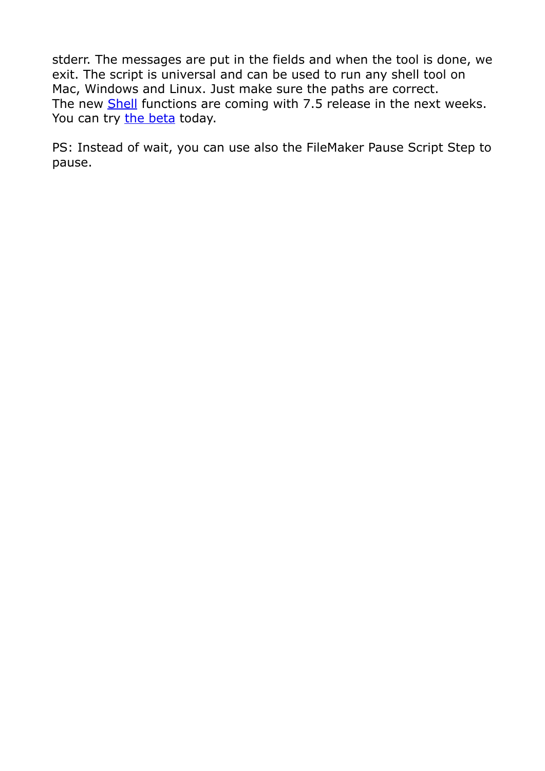stderr. The messages are put in the fields and when the tool is done, we exit. The script is universal and can be used to run any shell tool on Mac, Windows and Linux. Just make sure the paths are correct.
The new Shell functions are coming with 7.5 release in the next weeks. You can try the beta today.

PS: Instead of wait, you can use also the FileMaker Pause Script Step to pause.